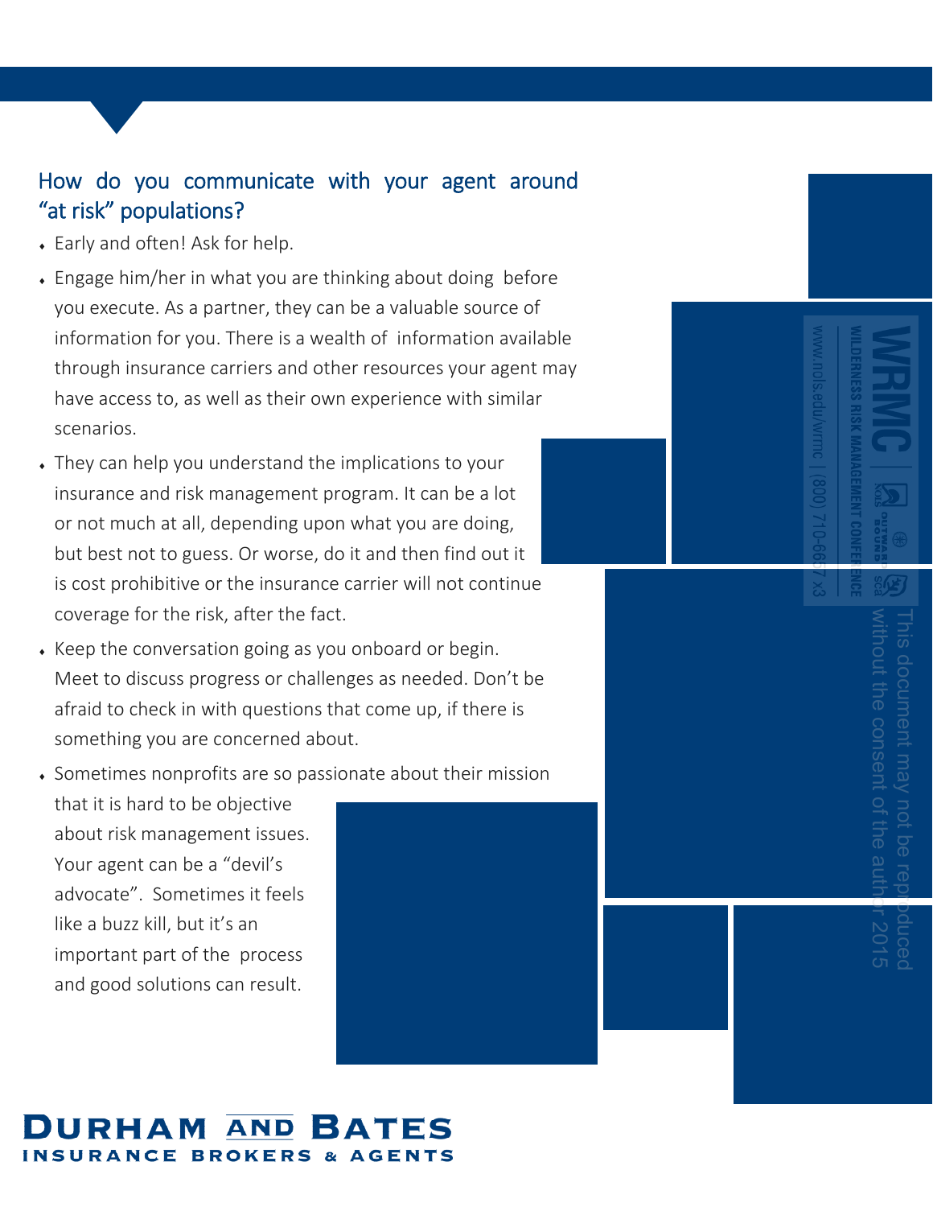## How do you communicate with your agent around "at risk" populations?

- Early and often! Ask for help.
- Engage him/her in what you are thinking about doing before you execute. As a partner, they can be a valuable source of information for you. There is a wealth of information available through insurance carriers and other resources your agent may have access to, as well as their own experience with similar scenarios.
- They can help you understand the implications to your insurance and risk management program. It can be a lot or not much at all, depending upon what you are doing, but best not to guess. Or worse, do it and then find out it is cost prohibitive or the insurance carrier will not continue coverage for the risk, after the fact.
- Keep the conversation going as you onboard or begin. Meet to discuss progress or challenges as needed. Don't be afraid to check in with questions that come up, if there is something you are concerned about.
- Sometimes nonprofits are so passionate about their mission that it is hard to be objective about risk management issues. Your agent can be a "devil's advocate". Sometimes it feels like a buzz kill, but it's an important part of the process and good solutions can result.

WRMC | WILDERNESS RISK MANAGEMENT CONFERENCE
www.nols.edu/wrmc | (800) 710-6657 x3

This document may not be reproduced without the consent of the author 2015

**DURHAM AND BATES**
INSURANCE BROKERS & AGENTS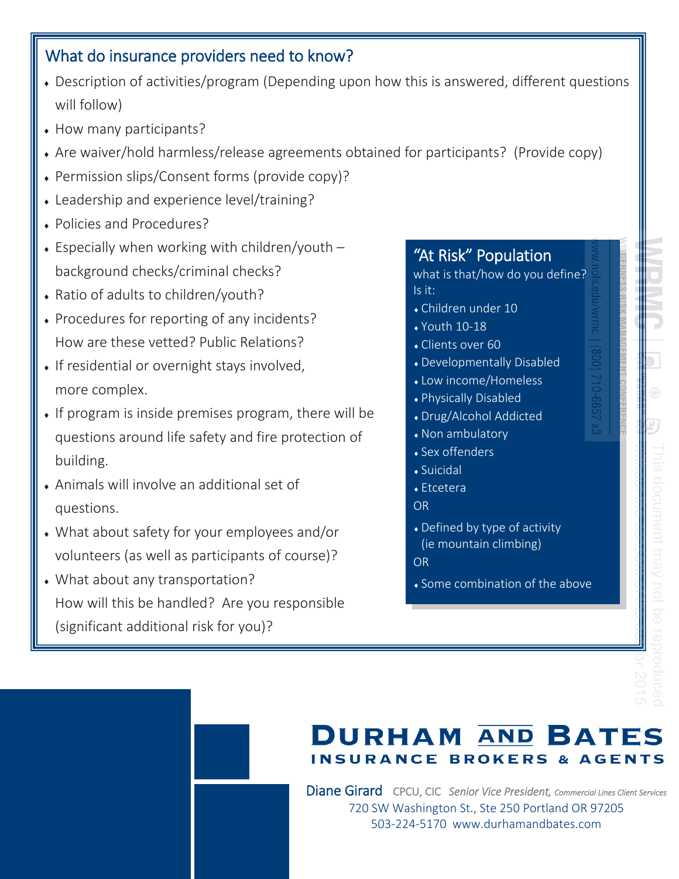## What do insurance providers need to know?

- Description of activities/program (Depending upon how this is answered, different questions will follow)
- How many participants?
- Are waiver/hold harmless/release agreements obtained for participants? (Provide copy)
- Permission slips/Consent forms (provide copy)?
- Leadership and experience level/training?
- Policies and Procedures?
- Especially when working with children/youth – background checks/criminal checks?
- Ratio of adults to children/youth?
- Procedures for reporting of any incidents? How are these vetted? Public Relations?
- If residential or overnight stays involved, more complex.
- If program is inside premises program, there will be questions around life safety and fire protection of building.
- Animals will involve an additional set of questions.
- What about safety for your employees and/or volunteers (as well as participants of course)?
- What about any transportation? How will this be handled? Are you responsible (significant additional risk for you)?

### "At Risk" Population

what is that/how do you define?
Is it:

- Children under 10
- Youth 10-18
- Clients over 60
- Developmentally Disabled
- Low income/Homeless
- Physically Disabled
- Drug/Alcohol Addicted
- Non ambulatory
- Sex offenders
- Suicidal
- Etcetera

OR

- Defined by type of activity (ie mountain climbing)

OR

- Some combination of the above

WRMC | Wilderness Risk Management Conference | www.nols.edu/wrmc | (800) 710-6657 x3

This document may not be reproduced without the consent of the author 2015

**DURHAM AND BATES**
**INSURANCE BROKERS & AGENTS**

Diane Girard CPCU, CIC *Senior Vice President, Commercial Lines Client Services*
720 SW Washington St., Ste 250 Portland OR 97205
503-224-5170 www.durhamandbates.com